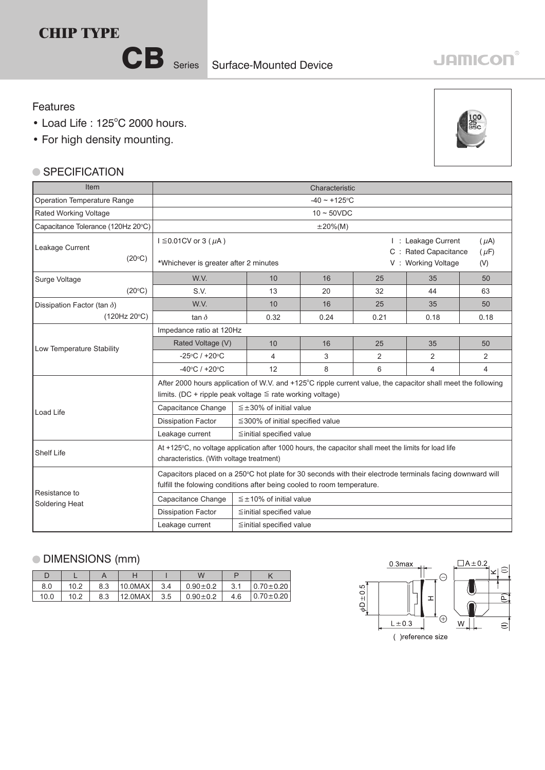# CHIP TYPE

## CB Series Surface-Mounted Device

JAMICON

### Features

- Load Life : 125°C 2000 hours.
- For high density mounting.

### SPECIFICATION

| Item | Characteristic | | | | | |
|---|---|---|---|---|---|---|
| Operation Temperature Range | -40 ~ +125°C | | | | | |
| Rated Working Voltage | 10 ~ 50VDC | | | | | |
| Capacitance Tolerance (120Hz 20°C) | ±20%(M) | | | | | |
| Leakage Current (20°C) | I ≦0.01CV or 3 (μA) *Whichever is greater after 2 minutes; I : Leakage Current (μA), C : Rated Capacitance (μF), V : Working Voltage (V) | | | | | |
| Surge Voltage (20°C) | W.V. | 10 | 16 | 25 | 35 | 50 |
| | S.V. | 13 | 20 | 32 | 44 | 63 |
| Dissipation Factor (tan δ) (120Hz 20°C) | W.V. | 10 | 16 | 25 | 35 | 50 |
| | tan δ | 0.32 | 0.24 | 0.21 | 0.18 | 0.18 |
| Low Temperature Stability | Impedance ratio at 120Hz | | | | | |
| | Rated Voltage (V) | 10 | 16 | 25 | 35 | 50 |
| | -25°C / +20°C | 4 | 3 | 2 | 2 | 2 |
| | -40°C / +20°C | 12 | 8 | 6 | 4 | 4 |
| Load Life | After 2000 hours application of W.V. and +125°C ripple current value, the capacitor shall meet the following limits. (DC + ripple peak voltage ≦ rate working voltage) | | | | | |
| | Capacitance Change | ≦±30% of initial value | | | | |
| | Dissipation Factor | ≦300% of initial specified value | | | | |
| | Leakage current | ≦initial specified value | | | | |
| Shelf Life | At +125°C, no voltage application after 1000 hours, the capacitor shall meet the limits for load life characteristics. (With voltage treatment) | | | | | |
| Resistance to Soldering Heat | Capacitors placed on a 250°C hot plate for 30 seconds with their electrode terminals facing downward will fulfill the folowing conditions after being cooled to room temperature. | | | | | |
| | Capacitance Change | ≦±10% of initial value | | | | |
| | Dissipation Factor | ≦initial specified value | | | | |
| | Leakage current | ≦initial specified value | | | | |

### DIMENSIONS (mm)

| D | L | A | H | I | W | P | K |
|---|---|---|---|---|---|---|---|
| 8.0 | 10.2 | 8.3 | 10.0MAX | 3.4 | 0.90±0.2 | 3.1 | 0.70±0.20 |
| 10.0 | 10.2 | 8.3 | 12.0MAX | 3.5 | 0.90±0.2 | 4.6 | 0.70±0.20 |

0.3max, □A±0.2, φD±0.5, H, L±0.3, W, K, (I), (P)

( )reference size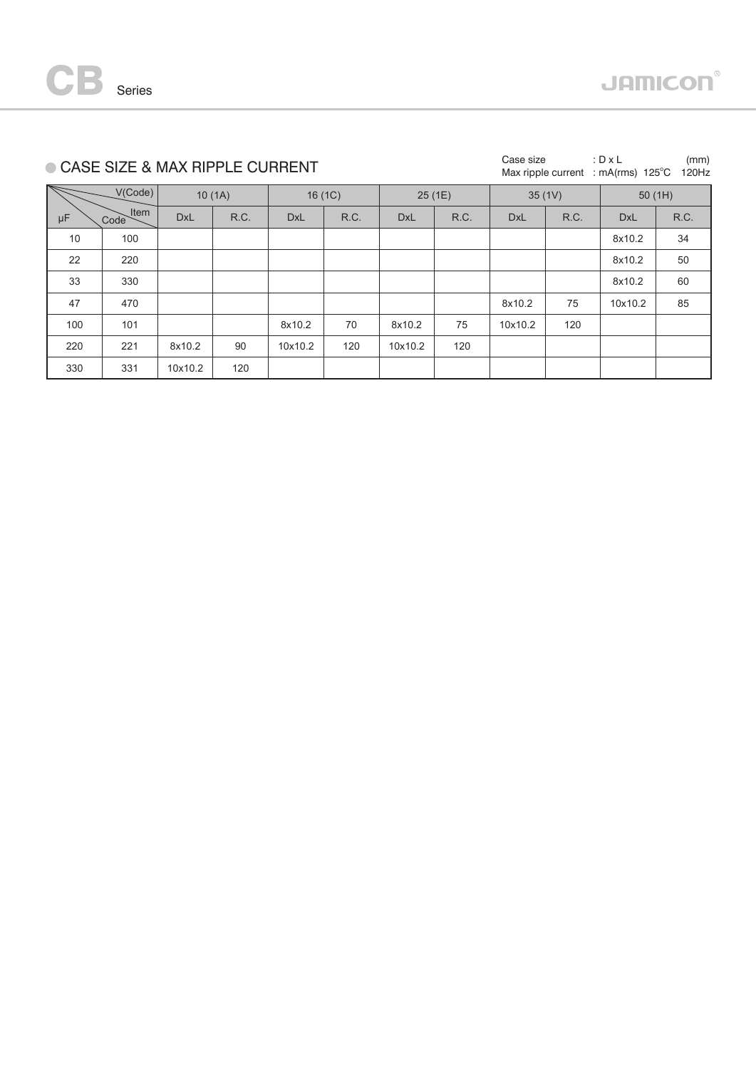# CB Series

## CASE SIZE & MAX RIPPLE CURRENT

Case size : D x L (mm)
Max ripple current : mA(rms) 125°C 120Hz

| V(Code) | | 10 (1A) | | 16 (1C) | | 25 (1E) | | 35 (1V) | | 50 (1H) | |
|---|---|---|---|---|---|---|---|---|---|---|---|
| μF | Item Code | DxL | R.C. | DxL | R.C. | DxL | R.C. | DxL | R.C. | DxL | R.C. |
| 10 | 100 | | | | | | | | | 8x10.2 | 34 |
| 22 | 220 | | | | | | | | | 8x10.2 | 50 |
| 33 | 330 | | | | | | | | | 8x10.2 | 60 |
| 47 | 470 | | | | | | | 8x10.2 | 75 | 10x10.2 | 85 |
| 100 | 101 | | | 8x10.2 | 70 | 8x10.2 | 75 | 10x10.2 | 120 | | |
| 220 | 221 | 8x10.2 | 90 | 10x10.2 | 120 | 10x10.2 | 120 | | | | |
| 330 | 331 | 10x10.2 | 120 | | | | | | | | |